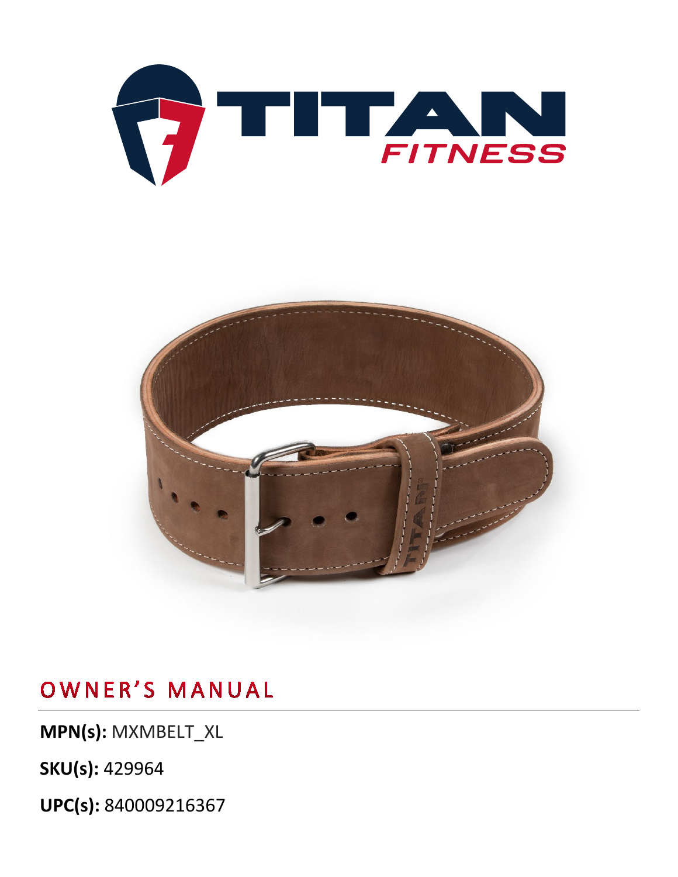# OWNER'S MANUAL

**MPN(s):** MXMBELT_XL

**SKU(s):** 429964

**UPC(s):** 840009216367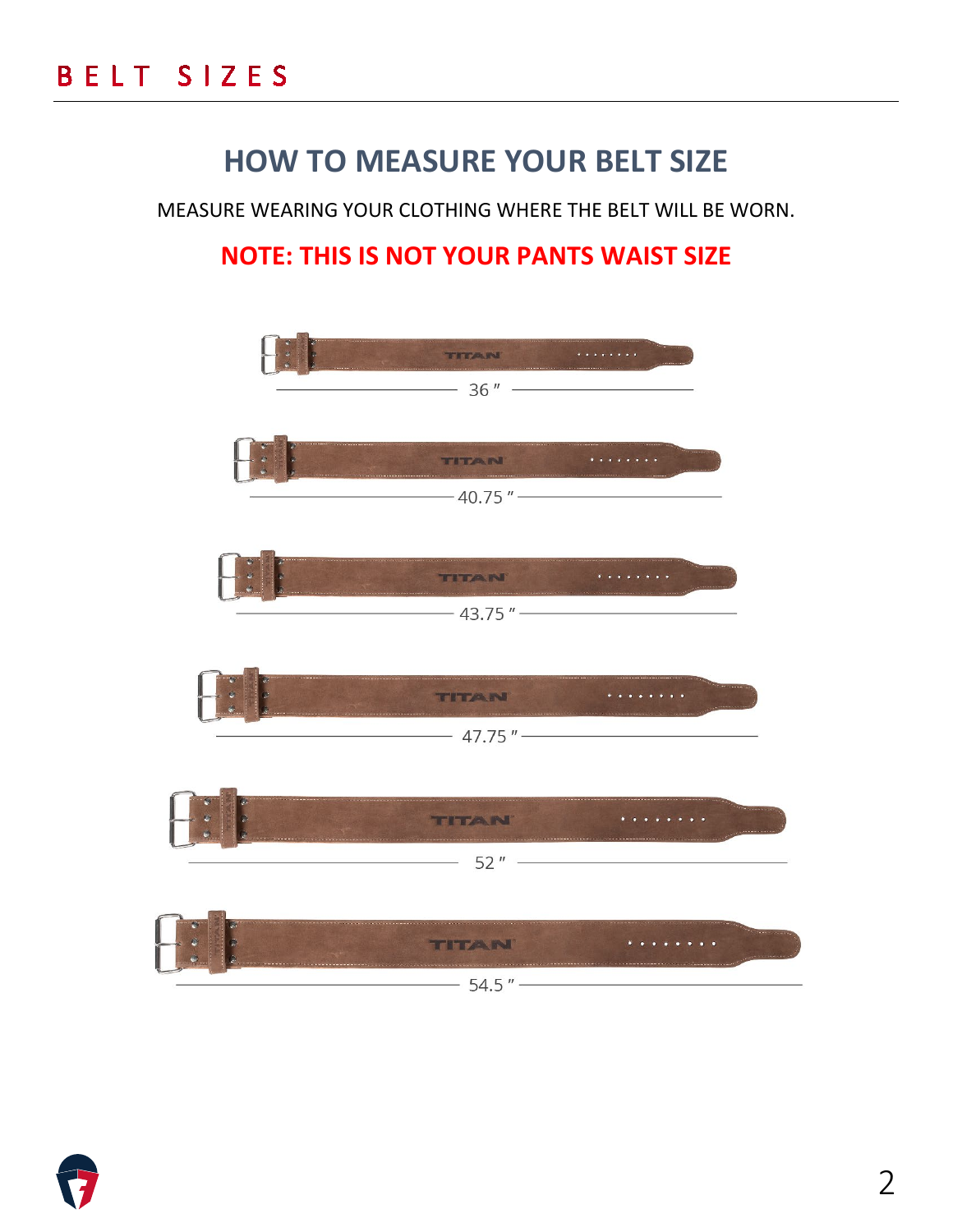## BELT SIZES

# HOW TO MEASURE YOUR BELT SIZE

MEASURE WEARING YOUR CLOTHING WHERE THE BELT WILL BE WORN.

**NOTE: THIS IS NOT YOUR PANTS WAIST SIZE**

36 ″

40.75 ″

43.75 ″

47.75 ″

52 ″

54.5 ″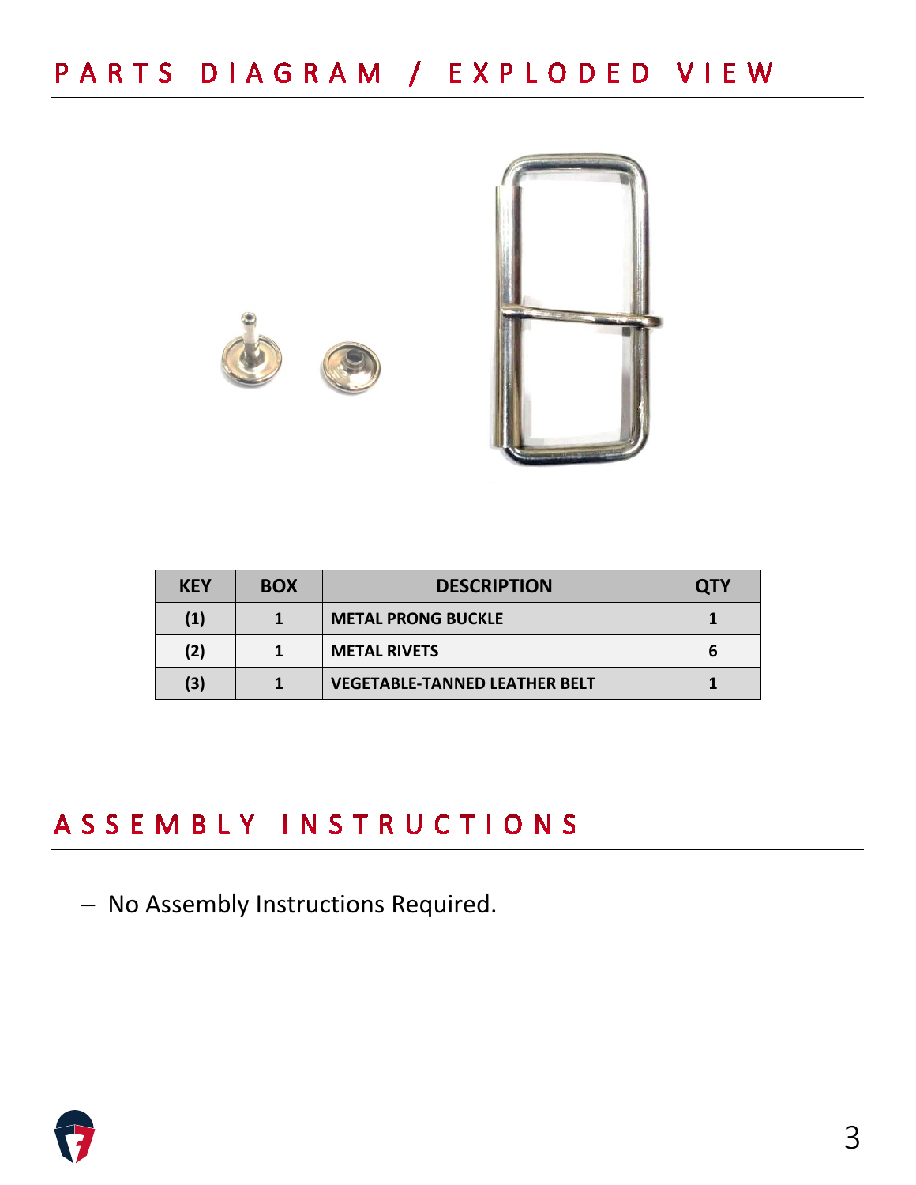# PARTS DIAGRAM / EXPLODED VIEW

| KEY | BOX | DESCRIPTION | QTY |
|---|---|---|---|
| (1) | 1 | METAL PRONG BUCKLE | 1 |
| (2) | 1 | METAL RIVETS | 6 |
| (3) | 1 | VEGETABLE-TANNED LEATHER BELT | 1 |

# ASSEMBLY INSTRUCTIONS

- No Assembly Instructions Required.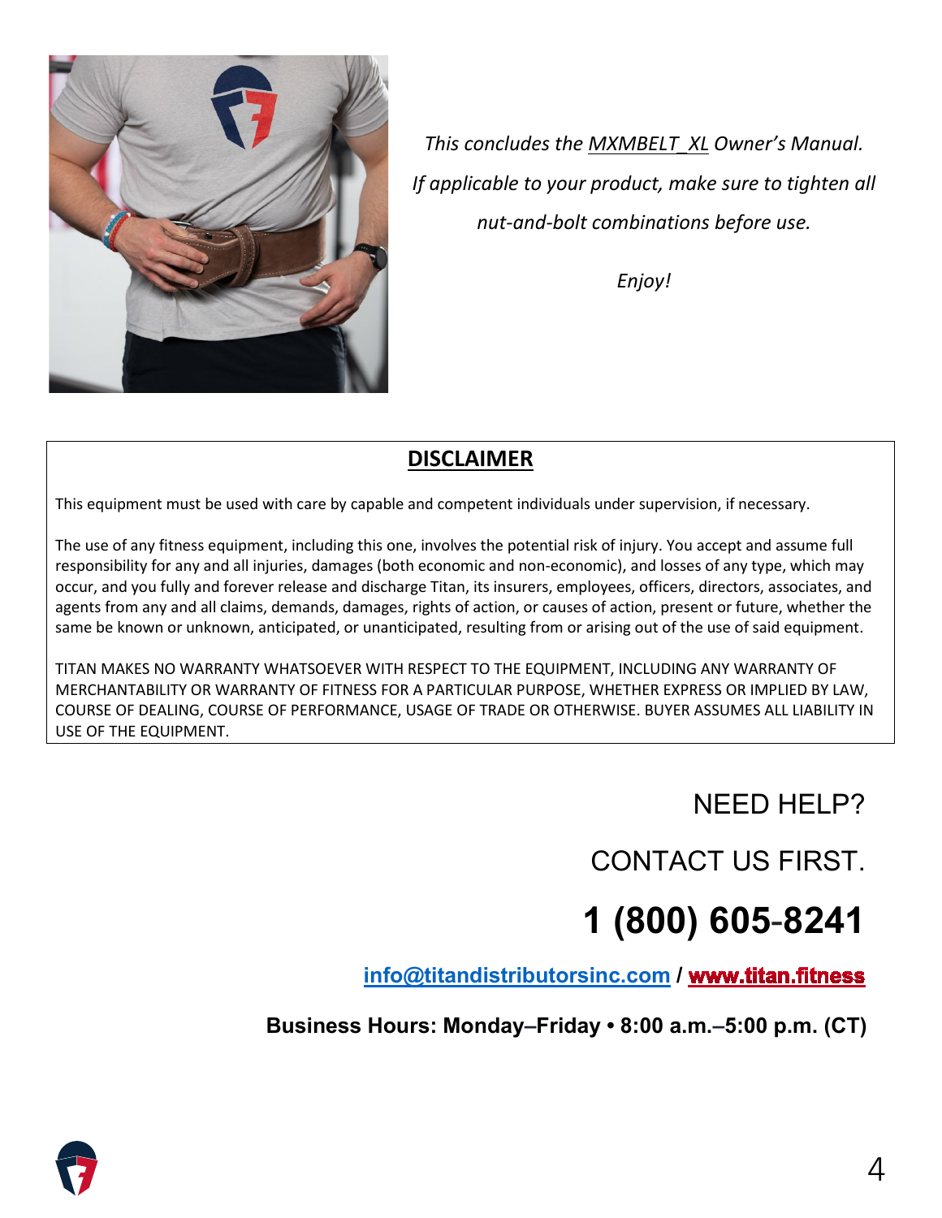*This concludes the MXMBELT_XL Owner's Manual.*

*If applicable to your product, make sure to tighten all nut-and-bolt combinations before use.*

*Enjoy!*

## DISCLAIMER

This equipment must be used with care by capable and competent individuals under supervision, if necessary.

The use of any fitness equipment, including this one, involves the potential risk of injury. You accept and assume full responsibility for any and all injuries, damages (both economic and non-economic), and losses of any type, which may occur, and you fully and forever release and discharge Titan, its insurers, employees, officers, directors, associates, and agents from any and all claims, demands, damages, rights of action, or causes of action, present or future, whether the same be known or unknown, anticipated, or unanticipated, resulting from or arising out of the use of said equipment.

TITAN MAKES NO WARRANTY WHATSOEVER WITH RESPECT TO THE EQUIPMENT, INCLUDING ANY WARRANTY OF MERCHANTABILITY OR WARRANTY OF FITNESS FOR A PARTICULAR PURPOSE, WHETHER EXPRESS OR IMPLIED BY LAW, COURSE OF DEALING, COURSE OF PERFORMANCE, USAGE OF TRADE OR OTHERWISE. BUYER ASSUMES ALL LIABILITY IN USE OF THE EQUIPMENT.

NEED HELP?

CONTACT US FIRST.

**1 (800) 605-8241**

**info@titandistributorsinc.com / www.titan.fitness**

**Business Hours: Monday–Friday • 8:00 a.m.–5:00 p.m. (CT)**